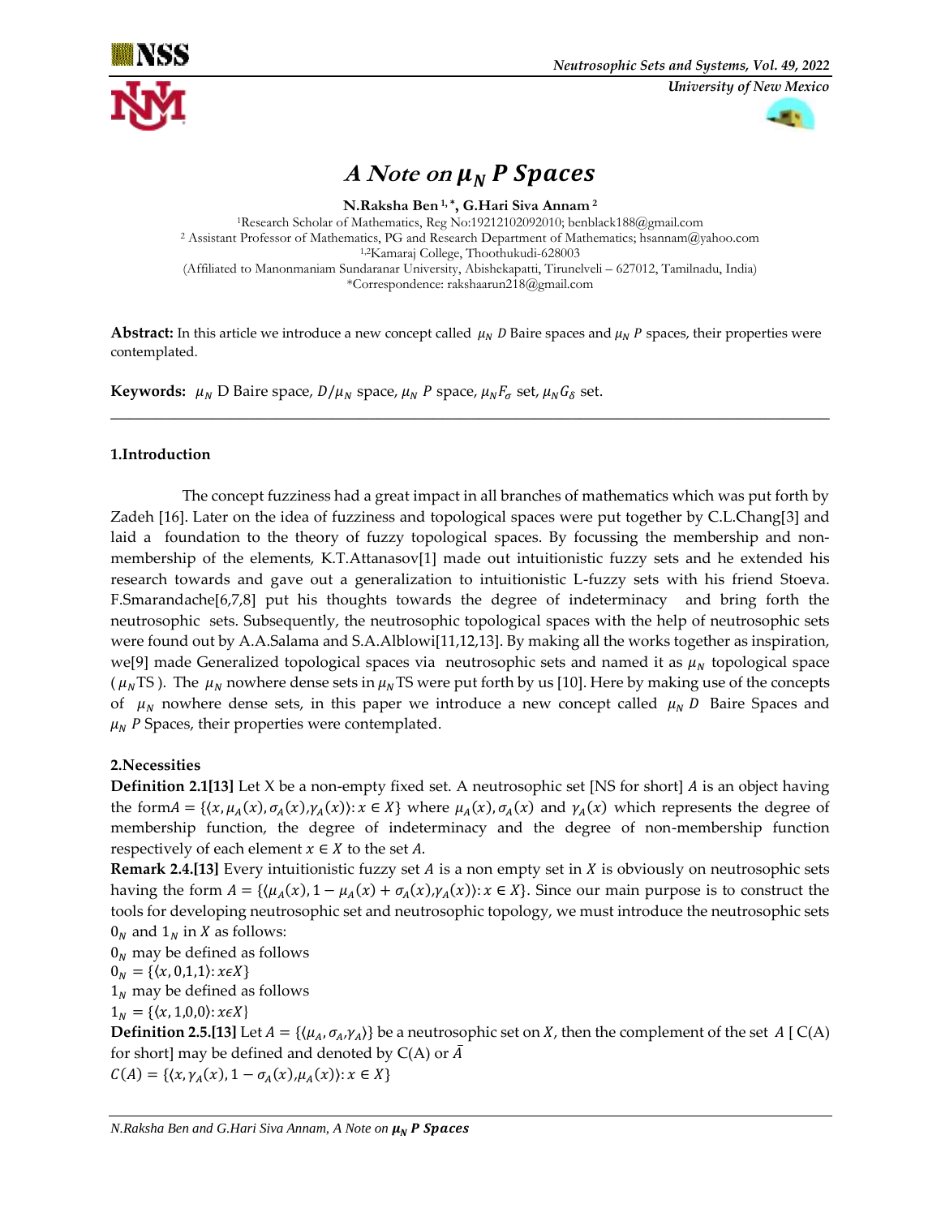# *A Note on $\mu_N$ P Spaces*

**N.Raksha Ben [1,*], G.Hari Siva Annam [2]**

[1]Research Scholar of Mathematics, Reg No:19212102092010; benblack188@gmail.com
[2] Assistant Professor of Mathematics, PG and Research Department of Mathematics; hsannam@yahoo.com
[1,2]Kamaraj College, Thoothukudi-628003
(Affiliated to Manonmaniam Sundaranar University, Abishekapatti, Tirunelveli – 627012, Tamilnadu, India)
*Correspondence: rakshaarun218@gmail.com

**Abstract:** In this article we introduce a new concept called $\mu_N$ $D$ Baire spaces and $\mu_N$ $P$ spaces, their properties were contemplated.

**Keywords:** $\mu_N$ D Baire space, $D/\mu_N$ space, $\mu_N$ $P$ space, $\mu_N F_\sigma$ set, $\mu_N G_\delta$ set.

---

### 1.Introduction

The concept fuzziness had a great impact in all branches of mathematics which was put forth by Zadeh [16]. Later on the idea of fuzziness and topological spaces were put together by C.L.Chang[3] and laid a foundation to the theory of fuzzy topological spaces. By focussing the membership and non-membership of the elements, K.T.Attanasov[1] made out intuitionistic fuzzy sets and he extended his research towards and gave out a generalization to intuitionistic L-fuzzy sets with his friend Stoeva. F.Smarandache[6,7,8] put his thoughts towards the degree of indeterminacy and bring forth the neutrosophic sets. Subsequently, the neutrosophic topological spaces with the help of neutrosophic sets were found out by A.A.Salama and S.A.Alblowi[11,12,13]. By making all the works together as inspiration, we[9] made Generalized topological spaces via neutrosophic sets and named it as $\mu_N$ topological space ($\mu_N$TS ). The $\mu_N$ nowhere dense sets in $\mu_N$TS were put forth by us [10]. Here by making use of the concepts of $\mu_N$ nowhere dense sets, in this paper we introduce a new concept called $\mu_N$ $D$ Baire Spaces and $\mu_N$ $P$ Spaces, their properties were contemplated.

### 2.Necessities

**Definition 2.1[13]** Let X be a non-empty fixed set. A neutrosophic set [NS for short] $A$ is an object having the form$A = \{\langle x, \mu_A(x), \sigma_A(x), \gamma_A(x)\rangle: x \in X\}$ where $\mu_A(x), \sigma_A(x)$ and $\gamma_A(x)$ which represents the degree of membership function, the degree of indeterminacy and the degree of non-membership function respectively of each element $x \in X$ to the set $A$.

**Remark 2.4.[13]** Every intuitionistic fuzzy set $A$ is a non empty set in $X$ is obviously on neutrosophic sets having the form $A = \{\langle \mu_A(x), 1 - \mu_A(x) + \sigma_A(x), \gamma_A(x)\rangle: x \in X\}$. Since our main purpose is to construct the tools for developing neutrosophic set and neutrosophic topology, we must introduce the neutrosophic sets $0_N$ and $1_N$ in $X$ as follows:

$0_N$ may be defined as follows

$0_N = \{\langle x, 0,1,1\rangle: x \epsilon X\}$

$1_N$ may be defined as follows

$1_N = \{\langle x, 1,0,0\rangle: x \epsilon X\}$

**Definition 2.5.[13]** Let $A = \{\langle \mu_A, \sigma_A, \gamma_A\rangle\}$ be a neutrosophic set on $X$, then the complement of the set $A$ [ C(A) for short] may be defined and denoted by C(A) or $\bar{A}$

$C(A) = \{\langle x, \gamma_A(x), 1 - \sigma_A(x), \mu_A(x)\rangle: x \in X\}$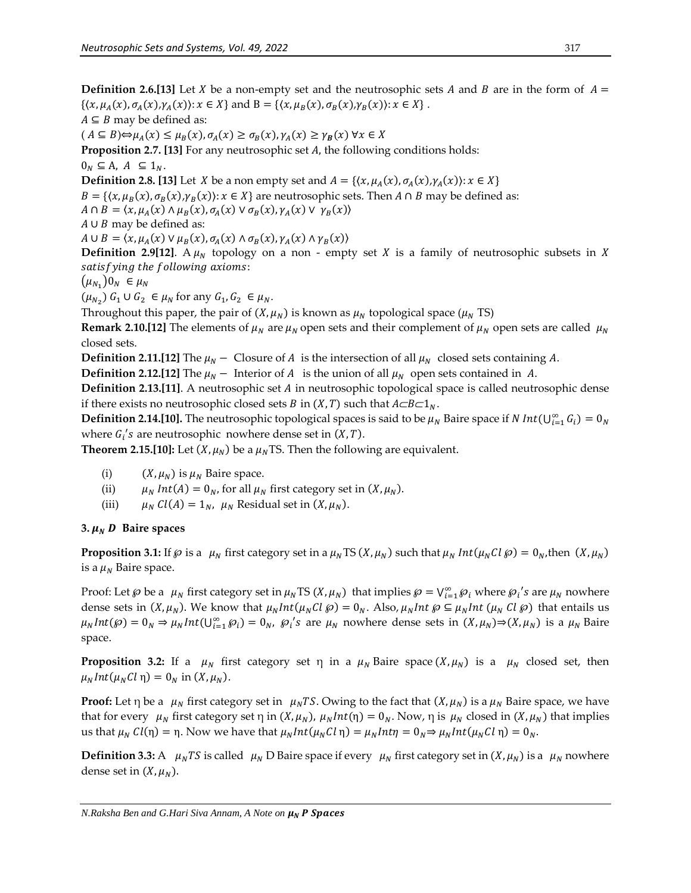**Definition 2.6.[13]** Let $X$ be a non-empty set and the neutrosophic sets $A$ and $B$ are in the form of $A = \{\langle x, \mu_A(x), \sigma_A(x), \gamma_A(x)\rangle : x \in X\}$ and $B = \{\langle x, \mu_B(x), \sigma_B(x), \gamma_B(x)\rangle : x \in X\}$ .

$A \subseteq B$ may be defined as:

$(A \subseteq B) \Leftrightarrow \mu_A(x) \leq \mu_B(x), \sigma_A(x) \geq \sigma_B(x), \gamma_A(x) \geq \gamma_{\boldsymbol{B}}(x)\ \forall x \in X$

**Proposition 2.7. [13]** For any neutrosophic set $A$, the following conditions holds:

$0_N \subseteq A,\ A \subseteq 1_N$.

**Definition 2.8. [13]** Let $X$ be a non empty set and $A = \{\langle x, \mu_A(x), \sigma_A(x), \gamma_A(x)\rangle : x \in X\}$

$B = \{\langle x, \mu_B(x), \sigma_B(x), \gamma_B(x)\rangle : x \in X\}$ are neutrosophic sets. Then $A \cap B$ may be defined as:

$A \cap B = \langle x, \mu_A(x) \wedge \mu_B(x), \sigma_A(x) \vee \sigma_B(x), \gamma_A(x) \vee \gamma_B(x)\rangle$

$A \cup B$ may be defined as:

$A \cup B = \langle x, \mu_A(x) \vee \mu_B(x), \sigma_A(x) \wedge \sigma_B(x), \gamma_A(x) \wedge \gamma_B(x)\rangle$

**Definition 2.9[12]**. A $\mu_N$ topology on a non - empty set $X$ is a family of neutrosophic subsets in $X$ *satisfying the following axioms*:

$(\mu_{N_1}) 0_N \in \mu_N$

$(\mu_{N_2})\ G_1 \cup G_2 \in \mu_N$ for any $G_1, G_2 \in \mu_N$.

Throughout this paper, the pair of $(X, \mu_N)$ is known as $\mu_N$ topological space ($\mu_N$ TS)

**Remark 2.10.[12]** The elements of $\mu_N$ are $\mu_N$ open sets and their complement of $\mu_N$ open sets are called $\mu_N$ closed sets.

**Definition 2.11.[12]** The $\mu_N -$ Closure of $A$ is the intersection of all $\mu_N$ closed sets containing $A$.

**Definition 2.12.[12]** The $\mu_N -$ Interior of $A$ is the union of all $\mu_N$ open sets contained in $A$.

**Definition 2.13.[11]**. A neutrosophic set $A$ in neutrosophic topological space is called neutrosophic dense if there exists no neutrosophic closed sets $B$ in $(X, T)$ such that $A \subset B \subset 1_N$.

**Definition 2.14.[10].** The neutrosophic topological spaces is said to be $\mu_N$ Baire space if $N\ Int(\bigcup_{i=1}^{\infty} G_i) = 0_N$ where $G_i's$ are neutrosophic nowhere dense set in $(X, T)$.

**Theorem 2.15.[10]:** Let $(X, \mu_N)$ be a $\mu_N$TS. Then the following are equivalent.

(i) $(X, \mu_N)$ is $\mu_N$ Baire space.

(ii) $\mu_N\ Int(A) = 0_N$, for all $\mu_N$ first category set in $(X, \mu_N)$.

(iii) $\mu_N\ Cl(A) = 1_N$, $\mu_N$ Residual set in $(X, \mu_N)$.

## 3. $\mu_N$ *D* Baire spaces

**Proposition 3.1:** If $\wp$ is a $\mu_N$ first category set in a $\mu_N$TS $(X, \mu_N)$ such that $\mu_N\ Int(\mu_N Cl\ \wp) = 0_N$, then $(X, \mu_N)$ is a $\mu_N$ Baire space.

Proof: Let $\wp$ be a $\mu_N$ first category set in $\mu_N$TS $(X, \mu_N)$ that implies $\wp = \bigvee_{i=1}^{\infty} \wp_i$ where $\wp_i's$ are $\mu_N$ nowhere dense sets in $(X, \mu_N)$. We know that $\mu_N Int(\mu_N Cl\ \wp) = 0_N$. Also, $\mu_N Int\ \wp \subseteq \mu_N Int\ (\mu_N\ Cl\ \wp)$ that entails us $\mu_N Int(\wp) = 0_N \Rightarrow \mu_N Int(\bigcup_{i=1}^{\infty} \wp_i) = 0_N$, $\wp_i's$ are $\mu_N$ nowhere dense sets in $(X, \mu_N) \Rightarrow (X, \mu_N)$ is a $\mu_N$ Baire space.

**Proposition 3.2:** If a $\mu_N$ first category set η in a $\mu_N$ Baire space $(X, \mu_N)$ is a $\mu_N$ closed set, then $\mu_N Int(\mu_N Cl\ \eta) = 0_N$ in $(X, \mu_N)$.

**Proof:** Let η be a $\mu_N$ first category set in $\mu_N TS$. Owing to the fact that $(X, \mu_N)$ is a $\mu_N$ Baire space, we have that for every $\mu_N$ first category set η in $(X, \mu_N)$, $\mu_N Int(\eta) = 0_N$. Now, η is $\mu_N$ closed in $(X, \mu_N)$ that implies us that $\mu_N\ Cl(\eta) = \eta$. Now we have that $\mu_N Int(\mu_N Cl\ \eta) = \mu_N Int \eta = 0_N \Rightarrow \mu_N Int(\mu_N Cl\ \eta) = 0_N$.

**Definition 3.3:** A $\mu_N TS$ is called $\mu_N$ D Baire space if every $\mu_N$ first category set in $(X, \mu_N)$ is a $\mu_N$ nowhere dense set in $(X, \mu_N)$.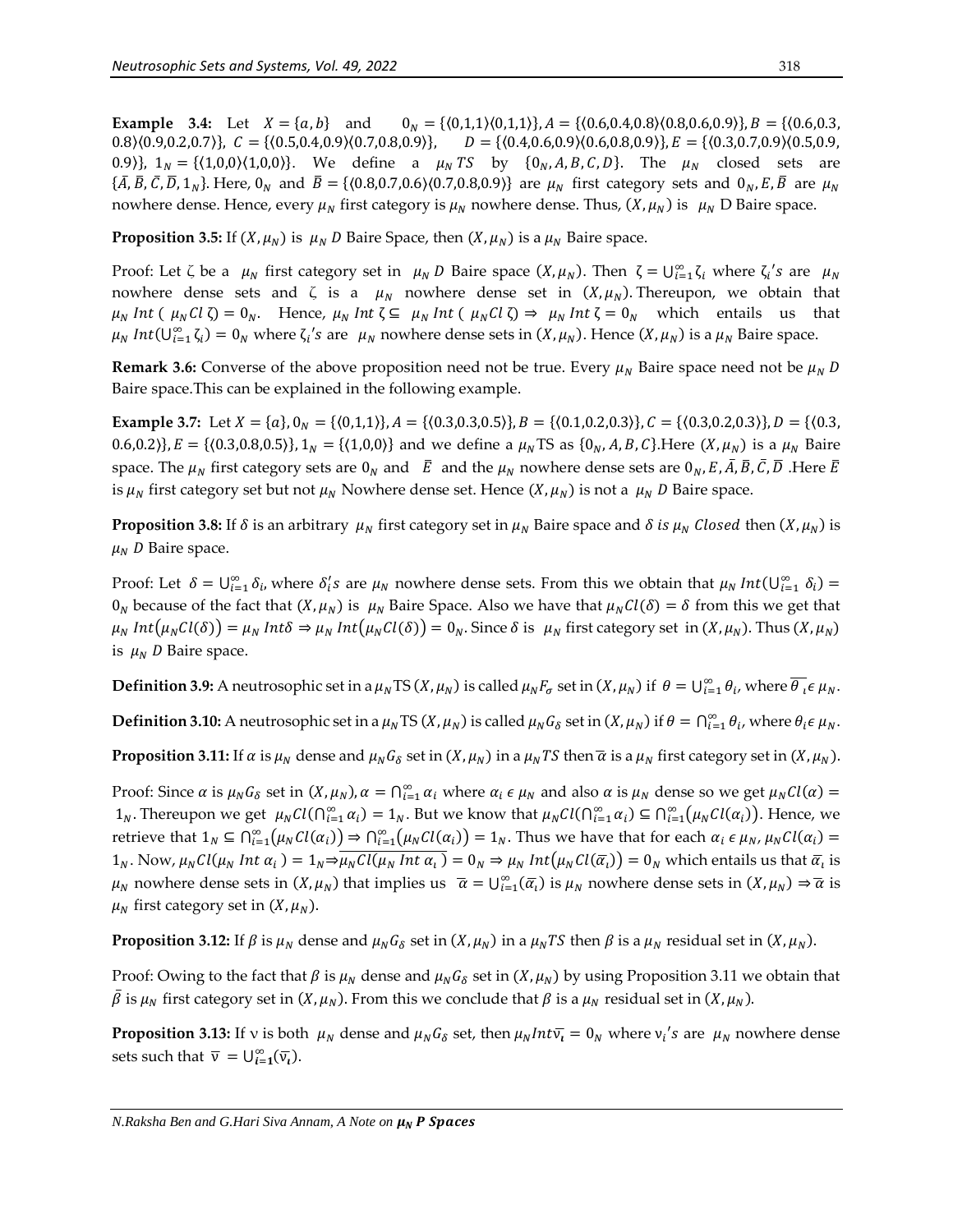**Example 3.4:** Let $X = \{a, b\}$ and $0_N = \{\langle 0,1,1\rangle\langle 0,1,1\rangle\}, A = \{\langle 0.6,0.4,0.8\rangle\langle 0.8,0.6,0.9\rangle\}, B = \{\langle 0.6,0.3, 0.8\rangle\langle 0.9,0.2,0.7\rangle\}$, $C = \{\langle 0.5,0.4,0.9\rangle\langle 0.7,0.8,0.9\rangle\}$, $D = \{\langle 0.4,0.6,0.9\rangle\langle 0.6,0.8,0.9\rangle\}, E = \{\langle 0.3,0.7,0.9\rangle\langle 0.5,0.9, 0.9\rangle\}$, $1_N = \{\langle 1,0,0\rangle\langle 1,0,0\rangle\}$. We define a $\mu_N\, TS$ by $\{0_N, A, B, C, D\}$. The $\mu_N$ closed sets are $\{\bar{A}, \bar{B}, \bar{C}, \bar{D}, 1_N\}$. Here, $0_N$ and $\bar{B} = \{\langle 0.8,0.7,0.6\rangle\langle 0.7,0.8,0.9\rangle\}$ are $\mu_N$ first category sets and $0_N, E, \bar{B}$ are $\mu_N$ nowhere dense. Hence, every $\mu_N$ first category is $\mu_N$ nowhere dense. Thus, $(X, \mu_N)$ is $\mu_N$ D Baire space.

**Proposition 3.5:** If $(X, \mu_N)$ is $\mu_N\, D$ Baire Space, then $(X, \mu_N)$ is a $\mu_N$ Baire space.

Proof: Let $\zeta$ be a $\mu_N$ first category set in $\mu_N\, D$ Baire space $(X, \mu_N)$. Then $\zeta = \bigcup_{i=1}^{\infty} \zeta_i$ where $\zeta_i's$ are $\mu_N$ nowhere dense sets and $\zeta$ is a $\mu_N$ nowhere dense set in $(X, \mu_N)$. Thereupon, we obtain that $\mu_N\, Int\,(\,\mu_N Cl\,\zeta) = 0_N$. Hence, $\mu_N\, Int\,\zeta \subseteq \mu_N\, Int\,(\,\mu_N Cl\,\zeta) \Rightarrow \mu_N\, Int\,\zeta = 0_N$ which entails us that $\mu_N\, Int(\bigcup_{i=1}^{\infty} \zeta_i) = 0_N$ where $\zeta_i's$ are $\mu_N$ nowhere dense sets in $(X, \mu_N)$. Hence $(X, \mu_N)$ is a $\mu_N$ Baire space.

**Remark 3.6:** Converse of the above proposition need not be true. Every $\mu_N$ Baire space need not be $\mu_N\, D$ Baire space.This can be explained in the following example.

**Example 3.7:** Let $X = \{a\}, 0_N = \{\langle 0,1,1\rangle\}, A = \{\langle 0.3,0.3,0.5\rangle\}, B = \{\langle 0.1,0.2,0.3\rangle\}, C = \{\langle 0.3,0.2,0.3\rangle\}, D = \{\langle 0.3, 0.6,0.2\rangle\}, E = \{\langle 0.3,0.8,0.5\rangle\}, 1_N = \{\langle 1,0,0\rangle\}$ and we define a $\mu_N$TS as $\{0_N, A, B, C\}$.Here $(X, \mu_N)$ is a $\mu_N$ Baire space. The $\mu_N$ first category sets are $0_N$ and $\bar{E}$ and the $\mu_N$ nowhere dense sets are $0_N, E, \bar{A}, \bar{B}, \bar{C}, \bar{D}$ .Here $\bar{E}$ is $\mu_N$ first category set but not $\mu_N$ Nowhere dense set. Hence $(X, \mu_N)$ is not a $\mu_N\, D$ Baire space.

**Proposition 3.8:** If $\delta$ is an arbitrary $\mu_N$ first category set in $\mu_N$ Baire space and $\delta$ *is* $\mu_N$ *Closed* then $(X, \mu_N)$ is $\mu_N\, D$ Baire space.

Proof: Let $\delta = \bigcup_{i=1}^{\infty} \delta_i$, where $\delta_i's$ are $\mu_N$ nowhere dense sets. From this we obtain that $\mu_N\, Int(\bigcup_{i=1}^{\infty} \delta_i) = 0_N$ because of the fact that $(X, \mu_N)$ is $\mu_N$ Baire Space. Also we have that $\mu_N Cl(\delta) = \delta$ from this we get that $\mu_N\, Int(\mu_N Cl(\delta)) = \mu_N\, Int\delta \Rightarrow \mu_N\, Int(\mu_N Cl(\delta)) = 0_N$. Since $\delta$ is $\mu_N$ first category set in $(X, \mu_N)$. Thus $(X, \mu_N)$ is $\mu_N\, D$ Baire space.

**Definition 3.9:** A neutrosophic set in a $\mu_N$TS $(X, \mu_N)$ is called $\mu_N F_\sigma$ set in $(X, \mu_N)$ if $\theta = \bigcup_{i=1}^{\infty} \theta_i$, where $\overline{\theta_i} \in \mu_N$.

**Definition 3.10:** A neutrosophic set in a $\mu_N$TS $(X, \mu_N)$ is called $\mu_N G_\delta$ set in $(X, \mu_N)$ if $\theta = \bigcap_{i=1}^{\infty} \theta_i$, where $\theta_i \in \mu_N$.

**Proposition 3.11:** If $\alpha$ is $\mu_N$ dense and $\mu_N G_\delta$ set in $(X, \mu_N)$ in a $\mu_N TS$ then $\bar{\alpha}$ is a $\mu_N$ first category set in $(X, \mu_N)$.

Proof: Since $\alpha$ is $\mu_N G_\delta$ set in $(X, \mu_N), \alpha = \bigcap_{i=1}^{\infty} \alpha_i$ where $\alpha_i \in \mu_N$ and also $\alpha$ is $\mu_N$ dense so we get $\mu_N Cl(\alpha) = 1_N$. Thereupon we get $\mu_N Cl(\bigcap_{i=1}^{\infty} \alpha_i) = 1_N$. But we know that $\mu_N Cl(\bigcap_{i=1}^{\infty} \alpha_i) \subseteq \bigcap_{i=1}^{\infty}(\mu_N Cl(\alpha_i))$. Hence, we retrieve that $1_N \subseteq \bigcap_{i=1}^{\infty}(\mu_N Cl(\alpha_i)) \Rightarrow \bigcap_{i=1}^{\infty}(\mu_N Cl(\alpha_i)) = 1_N$. Thus we have that for each $\alpha_i \in \mu_N$, $\mu_N Cl(\alpha_i) = 1_N$. Now, $\mu_N Cl(\mu_N\, Int\,\alpha_i) = 1_N \Rightarrow \overline{\mu_N Cl(\mu_N\, Int\,\alpha_i)} = 0_N \Rightarrow \mu_N\, Int(\mu_N Cl(\overline{\alpha_i})) = 0_N$ which entails us that $\overline{\alpha_i}$ is $\mu_N$ nowhere dense sets in $(X, \mu_N)$ that implies us $\bar{\alpha} = \bigcup_{i=1}^{\infty}(\overline{\alpha_i})$ is $\mu_N$ nowhere dense sets in $(X, \mu_N) \Rightarrow \bar{\alpha}$ is $\mu_N$ first category set in $(X, \mu_N)$.

**Proposition 3.12:** If $\beta$ is $\mu_N$ dense and $\mu_N G_\delta$ set in $(X, \mu_N)$ in a $\mu_N TS$ then $\beta$ is a $\mu_N$ residual set in $(X, \mu_N)$.

Proof: Owing to the fact that $\beta$ is $\mu_N$ dense and $\mu_N G_\delta$ set in $(X, \mu_N)$ by using Proposition 3.11 we obtain that $\bar{\beta}$ is $\mu_N$ first category set in $(X, \mu_N)$. From this we conclude that $\beta$ is a $\mu_N$ residual set in $(X, \mu_N)$.

**Proposition 3.13:** If $\nu$ is both $\mu_N$ dense and $\mu_N G_\delta$ set, then $\mu_N Int\overline{\nu_i} = 0_N$ where $\nu_i's$ are $\mu_N$ nowhere dense sets such that $\bar{\nu} = \bigcup_{i=1}^{\infty}(\overline{\nu_i})$.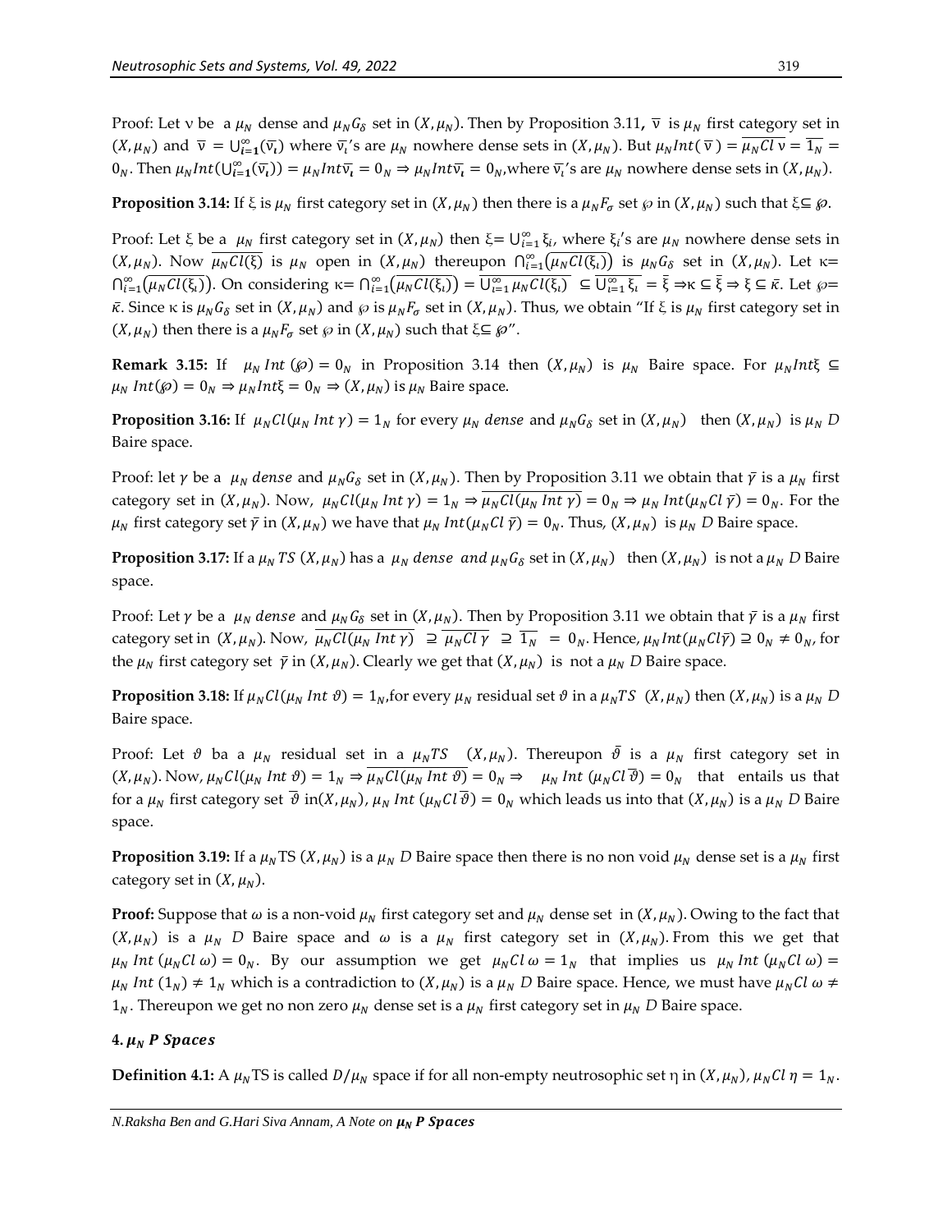Proof: Let ν be a $\mu_N$ dense and $\mu_N G_\delta$ set in $(X, \mu_N)$. Then by Proposition 3.11, $\overline{\nu}$ is $\mu_N$ first category set in $(X, \mu_N)$ and $\overline{\nu} = \bigcup_{i=1}^{\infty}(\overline{\nu_i})$ where $\overline{\nu_i}$'s are $\mu_N$ nowhere dense sets in $(X, \mu_N)$. But $\mu_N Int(\overline{\nu}) = \overline{\mu_N Cl\, \nu} = \overline{1_N} = 0_N$. Then $\mu_N Int(\bigcup_{i=1}^{\infty}(\overline{\nu_i})) = \mu_N Int\overline{\nu_i} = 0_N \Rightarrow \mu_N Int\overline{\nu_i} = 0_N$, where $\overline{\nu_i}$'s are $\mu_N$ nowhere dense sets in $(X, \mu_N)$.

**Proposition 3.14:** If ξ is $\mu_N$ first category set in $(X, \mu_N)$ then there is a $\mu_N F_\sigma$ set ℘ in $(X, \mu_N)$ such that ξ⊆ ℘.

Proof: Let ξ be a $\mu_N$ first category set in $(X, \mu_N)$ then $\xi = \bigcup_{i=1}^{\infty} \xi_i$, where $\xi_i$'s are $\mu_N$ nowhere dense sets in $(X, \mu_N)$. Now $\overline{\mu_N Cl(\xi)}$ is $\mu_N$ open in $(X, \mu_N)$ thereupon $\bigcap_{i=1}^{\infty}\left(\overline{\mu_N Cl(\xi_i)}\right)$ is $\mu_N G_\delta$ set in $(X, \mu_N)$. Let $\kappa = \bigcap_{i=1}^{\infty}\left(\overline{\mu_N Cl(\xi_i)}\right)$. On considering $\kappa = \bigcap_{i=1}^{\infty}\left(\overline{\mu_N Cl(\xi_i)}\right) = \overline{\bigcup_{i=1}^{\infty} \mu_N Cl(\xi_i)} \subseteq \overline{\bigcup_{i=1}^{\infty} \xi_i} = \overline{\xi} \Rightarrow \kappa \subseteq \overline{\xi} \Rightarrow \xi \subseteq \overline{\kappa}$. Let $\wp = \overline{\kappa}$. Since κ is $\mu_N G_\delta$ set in $(X, \mu_N)$ and ℘ is $\mu_N F_\sigma$ set in $(X, \mu_N)$. Thus, we obtain "If ξ is $\mu_N$ first category set in $(X, \mu_N)$ then there is a $\mu_N F_\sigma$ set ℘ in $(X, \mu_N)$ such that ξ⊆ ℘".

**Remark 3.15:** If $\mu_N Int(\wp) = 0_N$ in Proposition 3.14 then $(X, \mu_N)$ is $\mu_N$ Baire space. For $\mu_N Int\xi \subseteq \mu_N Int(\wp) = 0_N \Rightarrow \mu_N Int\xi = 0_N \Rightarrow (X, \mu_N)$ is $\mu_N$ Baire space.

**Proposition 3.16:** If $\mu_N Cl(\mu_N Int\, \gamma) = 1_N$ for every $\mu_N$ *dense* and $\mu_N G_\delta$ set in $(X, \mu_N)$ then $(X, \mu_N)$ is $\mu_N$ *D* Baire space.

Proof: let $\gamma$ be a $\mu_N$ *dense* and $\mu_N G_\delta$ set in $(X, \mu_N)$. Then by Proposition 3.11 we obtain that $\overline{\gamma}$ is a $\mu_N$ first category set in $(X, \mu_N)$. Now, $\mu_N Cl(\mu_N Int\, \gamma) = 1_N \Rightarrow \overline{\mu_N Cl(\mu_N Int\, \gamma)} = 0_N \Rightarrow \mu_N Int(\mu_N Cl\, \overline{\gamma}) = 0_N$. For the $\mu_N$ first category set $\overline{\gamma}$ in $(X, \mu_N)$ we have that $\mu_N Int(\mu_N Cl\, \overline{\gamma}) = 0_N$. Thus, $(X, \mu_N)$ is $\mu_N$ *D* Baire space.

**Proposition 3.17:** If a $\mu_N TS$ $(X, \mu_N)$ has a $\mu_N$ *dense and* $\mu_N G_\delta$ set in $(X, \mu_N)$ then $(X, \mu_N)$ is not a $\mu_N$ *D* Baire space.

Proof: Let $\gamma$ be a $\mu_N$ *dense* and $\mu_N G_\delta$ set in $(X, \mu_N)$. Then by Proposition 3.11 we obtain that $\overline{\gamma}$ is a $\mu_N$ first category set in $(X, \mu_N)$. Now, $\overline{\mu_N Cl(\mu_N Int\, \gamma)} \supseteq \overline{\mu_N Cl\, \gamma} \supseteq \overline{1_N} = 0_N$. Hence, $\mu_N Int(\mu_N Cl\overline{\gamma}) \supseteq 0_N \neq 0_N$, for the $\mu_N$ first category set $\overline{\gamma}$ in $(X, \mu_N)$. Clearly we get that $(X, \mu_N)$ is not a $\mu_N$ *D* Baire space.

**Proposition 3.18:** If $\mu_N Cl(\mu_N Int\, \vartheta) = 1_N$, for every $\mu_N$ residual set $\vartheta$ in a $\mu_N TS$ $(X, \mu_N)$ then $(X, \mu_N)$ is a $\mu_N$ *D* Baire space.

Proof: Let $\vartheta$ ba a $\mu_N$ residual set in a $\mu_N TS$ $(X, \mu_N)$. Thereupon $\overline{\vartheta}$ is a $\mu_N$ first category set in $(X, \mu_N)$. Now, $\mu_N Cl(\mu_N Int\, \vartheta) = 1_N \Rightarrow \overline{\mu_N Cl(\mu_N Int\, \vartheta)} = 0_N \Rightarrow$ $\mu_N Int\, (\mu_N Cl\, \overline{\vartheta}) = 0_N$ that entails us that for a $\mu_N$ first category set $\overline{\vartheta}$ in $(X, \mu_N)$, $\mu_N Int\, (\mu_N Cl\, \overline{\vartheta}) = 0_N$ which leads us into that $(X, \mu_N)$ is a $\mu_N$ *D* Baire space.

**Proposition 3.19:** If a $\mu_N$TS $(X, \mu_N)$ is a $\mu_N$ *D* Baire space then there is no non void $\mu_N$ dense set is a $\mu_N$ first category set in $(X, \mu_N)$.

**Proof:** Suppose that $\omega$ is a non-void $\mu_N$ first category set and $\mu_N$ dense set in $(X, \mu_N)$. Owing to the fact that $(X, \mu_N)$ is a $\mu_N$ *D* Baire space and $\omega$ is a $\mu_N$ first category set in $(X, \mu_N)$. From this we get that $\mu_N Int\, (\mu_N Cl\, \omega) = 0_N$. By our assumption we get $\mu_N Cl\, \omega = 1_N$ that implies us $\mu_N Int\, (\mu_N Cl\, \omega) = \mu_N Int\, (1_N) \neq 1_N$ which is a contradiction to $(X, \mu_N)$ is a $\mu_N$ *D* Baire space. Hence, we must have $\mu_N Cl\, \omega \neq 1_N$. Thereupon we get no non zero $\mu_N$ dense set is a $\mu_N$ first category set in $\mu_N$ *D* Baire space.

## 4. $\mu_N$ *P Spaces*

**Definition 4.1:** A $\mu_N$TS is called $D/\mu_N$ space if for all non-empty neutrosophic set η in $(X, \mu_N)$, $\mu_N Cl\, \eta = 1_N$.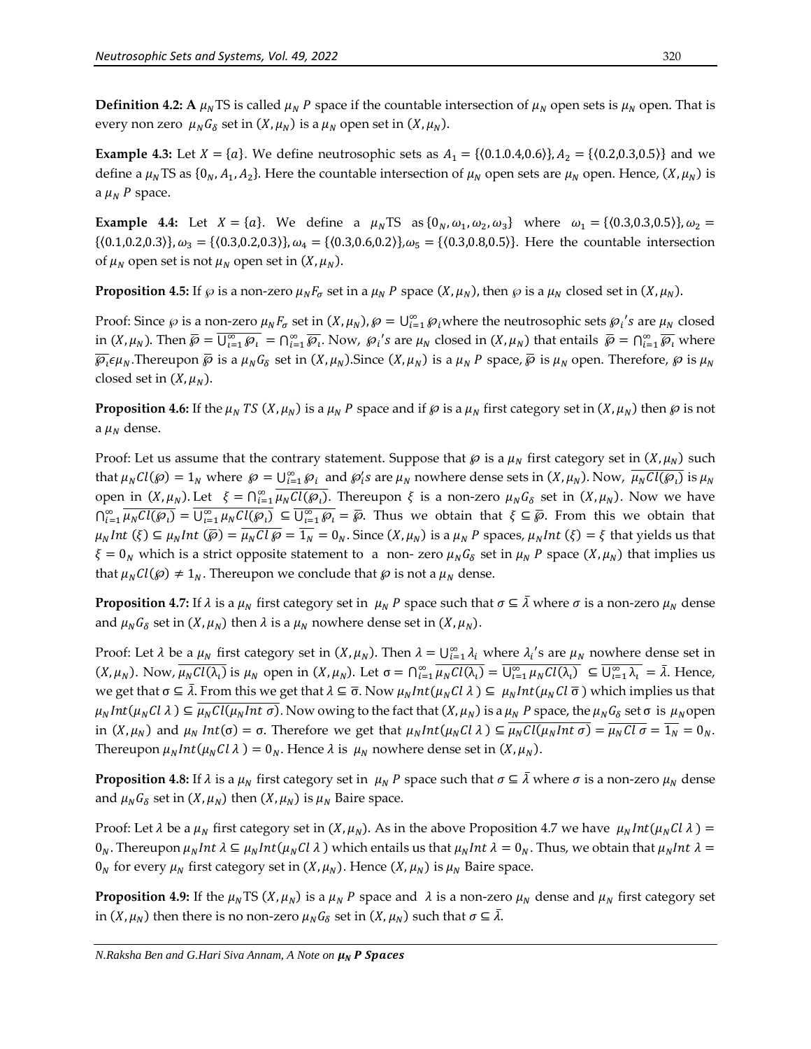**Definition 4.2:** A $\mu_N$TS is called $\mu_N$ $P$ space if the countable intersection of $\mu_N$ open sets is $\mu_N$ open. That is every non zero $\mu_N G_\delta$ set in $(X, \mu_N)$ is a $\mu_N$ open set in $(X, \mu_N)$.

**Example 4.3:** Let $X = \{a\}$. We define neutrosophic sets as $A_1 = \{\langle 0.1.0.4,0.6\rangle\}, A_2 = \{\langle 0.2,0.3,0.5\rangle\}$ and we define a $\mu_N$TS as $\{0_N, A_1, A_2\}$. Here the countable intersection of $\mu_N$ open sets are $\mu_N$ open. Hence, $(X, \mu_N)$ is a $\mu_N$ $P$ space.

**Example 4.4:** Let $X = \{a\}$. We define a $\mu_N$TS as $\{0_N, \omega_1, \omega_2, \omega_3\}$ where $\omega_1 = \{\langle 0.3,0.3,0.5\rangle\}, \omega_2 = \{\langle 0.1,0.2,0.3\rangle\}, \omega_3 = \{\langle 0.3,0.2,0.3\rangle\}, \omega_4 = \{\langle 0.3,0.6,0.2\rangle\}, \omega_5 = \{\langle 0.3,0.8,0.5\rangle\}$. Here the countable intersection of $\mu_N$ open set is not $\mu_N$ open set in $(X, \mu_N)$.

**Proposition 4.5:** If $\wp$ is a non-zero $\mu_N F_\sigma$ set in a $\mu_N$ $P$ space $(X, \mu_N)$, then $\wp$ is a $\mu_N$ closed set in $(X, \mu_N)$.

Proof: Since $\wp$ is a non-zero $\mu_N F_\sigma$ set in $(X, \mu_N)$, $\wp = \bigcup_{i=1}^{\infty} \wp_i$ where the neutrosophic sets $\wp_i{}'s$ are $\mu_N$ closed in $(X, \mu_N)$. Then $\overline{\wp} = \overline{\bigcup_{i=1}^{\infty} \wp_i} = \bigcap_{i=1}^{\infty} \overline{\wp_i}$. Now, $\wp_i{}'s$ are $\mu_N$ closed in $(X, \mu_N)$ that entails $\overline{\wp} = \bigcap_{i=1}^{\infty} \overline{\wp_i}$ where $\overline{\wp_i} \epsilon \mu_N$. Thereupon $\overline{\wp}$ is a $\mu_N G_\delta$ set in $(X, \mu_N)$. Since $(X, \mu_N)$ is a $\mu_N$ $P$ space, $\overline{\wp}$ is $\mu_N$ open. Therefore, $\wp$ is $\mu_N$ closed set in $(X, \mu_N)$.

**Proposition 4.6:** If the $\mu_N$ $TS$ $(X, \mu_N)$ is a $\mu_N$ $P$ space and if $\wp$ is a $\mu_N$ first category set in $(X, \mu_N)$ then $\wp$ is not a $\mu_N$ dense.

Proof: Let us assume that the contrary statement. Suppose that $\wp$ is a $\mu_N$ first category set in $(X, \mu_N)$ such that $\mu_N Cl(\wp) = 1_N$ where $\wp = \bigcup_{i=1}^{\infty} \wp_i$ and $\wp_i' s$ are $\mu_N$ nowhere dense sets in $(X, \mu_N)$. Now, $\overline{\mu_N Cl(\wp_i)}$ is $\mu_N$ open in $(X, \mu_N)$. Let $\xi = \bigcap_{i=1}^{\infty} \overline{\mu_N Cl(\wp_i)}$. Thereupon $\xi$ is a non-zero $\mu_N G_\delta$ set in $(X, \mu_N)$. Now we have $\bigcap_{i=1}^{\infty} \overline{\mu_N Cl(\wp_i)} = \overline{\bigcup_{i=1}^{\infty} \mu_N Cl(\wp_i)} \subseteq \overline{\bigcup_{i=1}^{\infty} \wp_i} = \overline{\wp}$. Thus we obtain that $\xi \subseteq \overline{\wp}$. From this we obtain that $\mu_N Int\ (\xi) \subseteq \mu_N Int\ (\overline{\wp}) = \overline{\mu_N Cl\ \wp} = \overline{1_N} = 0_N$. Since $(X, \mu_N)$ is a $\mu_N$ $P$ spaces, $\mu_N Int\ (\xi) = \xi$ that yields us that $\xi = 0_N$ which is a strict opposite statement to a non- zero $\mu_N G_\delta$ set in $\mu_N$ $P$ space $(X, \mu_N)$ that implies us that $\mu_N Cl(\wp) \neq 1_N$. Thereupon we conclude that $\wp$ is not a $\mu_N$ dense.

**Proposition 4.7:** If $\lambda$ is a $\mu_N$ first category set in $\mu_N$ $P$ space such that $\sigma \subseteq \bar{\lambda}$ where $\sigma$ is a non-zero $\mu_N$ dense and $\mu_N G_\delta$ set in $(X, \mu_N)$ then $\lambda$ is a $\mu_N$ nowhere dense set in $(X, \mu_N)$.

Proof: Let $\lambda$ be a $\mu_N$ first category set in $(X, \mu_N)$. Then $\lambda = \bigcup_{i=1}^{\infty} \lambda_i$ where $\lambda_i{}'s$ are $\mu_N$ nowhere dense set in $(X, \mu_N)$. Now, $\overline{\mu_N Cl(\lambda_i)}$ is $\mu_N$ open in $(X, \mu_N)$. Let $\sigma = \bigcap_{i=1}^{\infty} \overline{\mu_N Cl(\lambda_i)} = \overline{\bigcup_{i=1}^{\infty} \mu_N Cl(\lambda_i)} \subseteq \overline{\bigcup_{i=1}^{\infty} \lambda_i} = \bar{\lambda}$. Hence, we get that $\sigma \subseteq \bar{\lambda}$. From this we get that $\lambda \subseteq \bar{\sigma}$. Now $\mu_N Int(\mu_N Cl\ \lambda) \subseteq \mu_N Int(\mu_N Cl\ \bar{\sigma})$ which implies us that $\mu_N Int(\mu_N Cl\ \lambda) \subseteq \overline{\mu_N Cl(\mu_N Int\ \sigma)}$. Now owing to the fact that $(X, \mu_N)$ is a $\mu_N$ $P$ space, the $\mu_N G_\delta$ set $\sigma$ is $\mu_N$ open in $(X, \mu_N)$ and $\mu_N$ $Int(\sigma) = \sigma$. Therefore we get that $\mu_N Int(\mu_N Cl\ \lambda) \subseteq \overline{\mu_N Cl(\mu_N Int\ \sigma)} = \overline{\mu_N Cl\ \sigma} = \overline{1_N} = 0_N$. Thereupon $\mu_N Int(\mu_N Cl\ \lambda) = 0_N$. Hence $\lambda$ is $\mu_N$ nowhere dense set in $(X, \mu_N)$.

**Proposition 4.8:** If $\lambda$ is a $\mu_N$ first category set in $\mu_N$ $P$ space such that $\sigma \subseteq \bar{\lambda}$ where $\sigma$ is a non-zero $\mu_N$ dense and $\mu_N G_\delta$ set in $(X, \mu_N)$ then $(X, \mu_N)$ is $\mu_N$ Baire space.

Proof: Let $\lambda$ be a $\mu_N$ first category set in $(X, \mu_N)$. As in the above Proposition 4.7 we have $\mu_N Int(\mu_N Cl\ \lambda) = 0_N$. Thereupon $\mu_N Int\ \lambda \subseteq \mu_N Int(\mu_N Cl\ \lambda)$ which entails us that $\mu_N Int\ \lambda = 0_N$. Thus, we obtain that $\mu_N Int\ \lambda = 0_N$ for every $\mu_N$ first category set in $(X, \mu_N)$. Hence $(X, \mu_N)$ is $\mu_N$ Baire space.

**Proposition 4.9:** If the $\mu_N$TS $(X, \mu_N)$ is a $\mu_N$ $P$ space and $\lambda$ is a non-zero $\mu_N$ dense and $\mu_N$ first category set in $(X, \mu_N)$ then there is no non-zero $\mu_N G_\delta$ set in $(X, \mu_N)$ such that $\sigma \subseteq \bar{\lambda}$.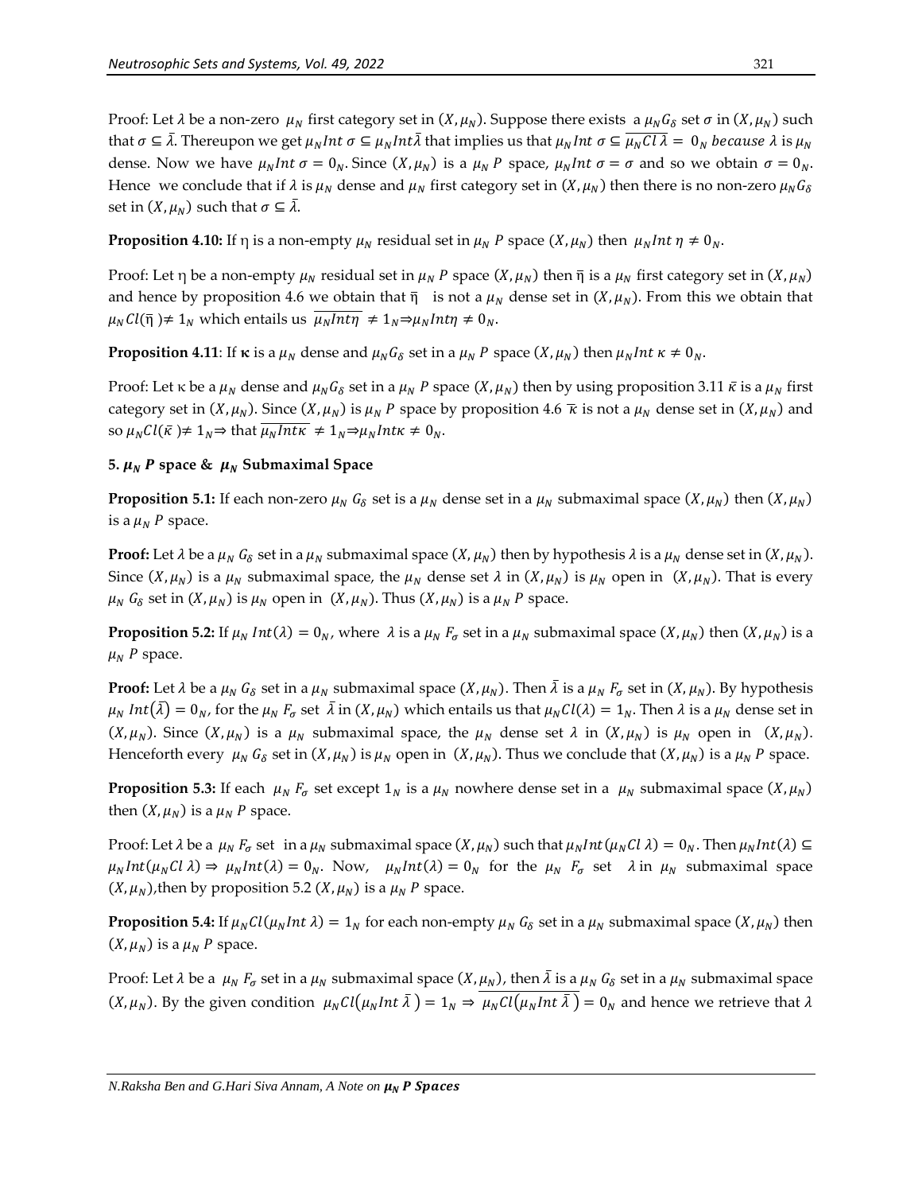Proof: Let $\lambda$ be a non-zero $\mu_N$ first category set in $(X, \mu_N)$. Suppose there exists a $\mu_N G_\delta$ set $\sigma$ in $(X, \mu_N)$ such that $\sigma \subseteq \bar{\lambda}$. Thereupon we get $\mu_N Int\ \sigma \subseteq \mu_N Int \bar{\lambda}$ that implies us that $\mu_N Int\ \sigma \subseteq \overline{\mu_N Cl\ \lambda} = 0_N$ *because* $\lambda$ is $\mu_N$ dense. Now we have $\mu_N Int\ \sigma = 0_N$. Since $(X, \mu_N)$ is a $\mu_N$ $P$ space, $\mu_N Int\ \sigma = \sigma$ and so we obtain $\sigma = 0_N$. Hence we conclude that if $\lambda$ is $\mu_N$ dense and $\mu_N$ first category set in $(X, \mu_N)$ then there is no non-zero $\mu_N G_\delta$ set in $(X, \mu_N)$ such that $\sigma \subseteq \bar{\lambda}$.

**Proposition 4.10:** If $\eta$ is a non-empty $\mu_N$ residual set in $\mu_N$ $P$ space $(X, \mu_N)$ then $\mu_N Int\ \eta \neq 0_N$.

Proof: Let $\eta$ be a non-empty $\mu_N$ residual set in $\mu_N$ $P$ space $(X, \mu_N)$ then $\bar{\eta}$ is a $\mu_N$ first category set in $(X, \mu_N)$ and hence by proposition 4.6 we obtain that $\bar{\eta}$ is not a $\mu_N$ dense set in $(X, \mu_N)$. From this we obtain that $\mu_N Cl(\bar{\eta}) \neq 1_N$ which entails us $\overline{\mu_N Int \eta} \neq 1_N \Rightarrow \mu_N Int \eta \neq 0_N$.

**Proposition 4.11**: If $\kappa$ is a $\mu_N$ dense and $\mu_N G_\delta$ set in a $\mu_N$ $P$ space $(X, \mu_N)$ then $\mu_N Int\ \kappa \neq 0_N$.

Proof: Let $\kappa$ be a $\mu_N$ dense and $\mu_N G_\delta$ set in a $\mu_N$ $P$ space $(X, \mu_N)$ then by using proposition 3.11 $\bar{\kappa}$ is a $\mu_N$ first category set in $(X, \mu_N)$. Since $(X, \mu_N)$ is $\mu_N$ $P$ space by proposition 4.6 $\bar{\kappa}$ is not a $\mu_N$ dense set in $(X, \mu_N)$ and so $\mu_N Cl(\bar{\kappa}) \neq 1_N \Rightarrow$ that $\overline{\mu_N Int \kappa} \neq 1_N \Rightarrow \mu_N Int \kappa \neq 0_N$.

## 5. $\mu_N$ $P$ space & $\mu_N$ Submaximal Space

**Proposition 5.1:** If each non-zero $\mu_N$ $G_\delta$ set is a $\mu_N$ dense set in a $\mu_N$ submaximal space $(X, \mu_N)$ then $(X, \mu_N)$ is a $\mu_N$ $P$ space.

**Proof:** Let $\lambda$ be a $\mu_N$ $G_\delta$ set in a $\mu_N$ submaximal space $(X, \mu_N)$ then by hypothesis $\lambda$ is a $\mu_N$ dense set in $(X, \mu_N)$. Since $(X, \mu_N)$ is a $\mu_N$ submaximal space, the $\mu_N$ dense set $\lambda$ in $(X, \mu_N)$ is $\mu_N$ open in $(X, \mu_N)$. That is every $\mu_N$ $G_\delta$ set in $(X, \mu_N)$ is $\mu_N$ open in $(X, \mu_N)$. Thus $(X, \mu_N)$ is a $\mu_N$ $P$ space.

**Proposition 5.2:** If $\mu_N$ $Int(\lambda) = 0_N$, where $\lambda$ is a $\mu_N$ $F_\sigma$ set in a $\mu_N$ submaximal space $(X, \mu_N)$ then $(X, \mu_N)$ is a $\mu_N$ $P$ space.

**Proof:** Let $\lambda$ be a $\mu_N$ $G_\delta$ set in a $\mu_N$ submaximal space $(X, \mu_N)$. Then $\bar{\lambda}$ is a $\mu_N$ $F_\sigma$ set in $(X, \mu_N)$. By hypothesis $\mu_N$ $Int(\bar{\lambda}) = 0_N$, for the $\mu_N$ $F_\sigma$ set $\bar{\lambda}$ in $(X, \mu_N)$ which entails us that $\mu_N Cl(\lambda) = 1_N$. Then $\lambda$ is a $\mu_N$ dense set in $(X, \mu_N)$. Since $(X, \mu_N)$ is a $\mu_N$ submaximal space, the $\mu_N$ dense set $\lambda$ in $(X, \mu_N)$ is $\mu_N$ open in $(X, \mu_N)$. Henceforth every $\mu_N$ $G_\delta$ set in $(X, \mu_N)$ is $\mu_N$ open in $(X, \mu_N)$. Thus we conclude that $(X, \mu_N)$ is a $\mu_N$ $P$ space.

**Proposition 5.3:** If each $\mu_N$ $F_\sigma$ set except $1_N$ is a $\mu_N$ nowhere dense set in a $\mu_N$ submaximal space $(X, \mu_N)$ then $(X, \mu_N)$ is a $\mu_N$ $P$ space.

Proof: Let $\lambda$ be a $\mu_N$ $F_\sigma$ set in a $\mu_N$ submaximal space $(X, \mu_N)$ such that $\mu_N Int(\mu_N Cl\ \lambda) = 0_N$. Then $\mu_N Int(\lambda) \subseteq \mu_N Int(\mu_N Cl\ \lambda) \Rightarrow \mu_N Int(\lambda) = 0_N$. Now, $\mu_N Int(\lambda) = 0_N$ for the $\mu_N$ $F_\sigma$ set $\lambda$ in $\mu_N$ submaximal space $(X, \mu_N)$, then by proposition 5.2 $(X, \mu_N)$ is a $\mu_N$ $P$ space.

**Proposition 5.4:** If $\mu_N Cl(\mu_N Int\ \lambda) = 1_N$ for each non-empty $\mu_N$ $G_\delta$ set in a $\mu_N$ submaximal space $(X, \mu_N)$ then $(X, \mu_N)$ is a $\mu_N$ $P$ space.

Proof: Let $\lambda$ be a $\mu_N$ $F_\sigma$ set in a $\mu_N$ submaximal space $(X, \mu_N)$, then $\bar{\lambda}$ is a $\mu_N$ $G_\delta$ set in a $\mu_N$ submaximal space $(X, \mu_N)$. By the given condition $\mu_N Cl(\mu_N Int\ \bar{\lambda}) = 1_N \Rightarrow \overline{\mu_N Cl(\mu_N Int\ \bar{\lambda})} = 0_N$ and hence we retrieve that $\lambda$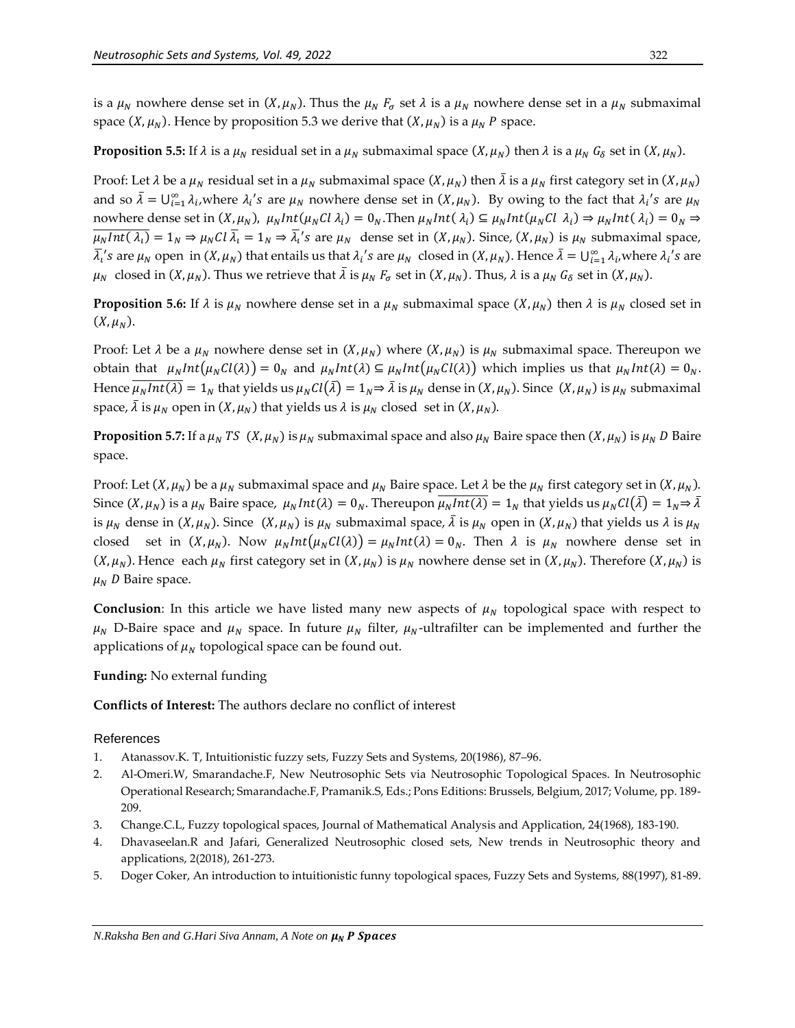is a $\mu_N$ nowhere dense set in $(X, \mu_N)$. Thus the $\mu_N$ $F_\sigma$ set $\lambda$ is a $\mu_N$ nowhere dense set in a $\mu_N$ submaximal space $(X, \mu_N)$. Hence by proposition 5.3 we derive that $(X, \mu_N)$ is a $\mu_N$ $P$ space.

**Proposition 5.5:** If $\lambda$ is a $\mu_N$ residual set in a $\mu_N$ submaximal space $(X, \mu_N)$ then $\lambda$ is a $\mu_N$ $G_\delta$ set in $(X, \mu_N)$.

Proof: Let $\lambda$ be a $\mu_N$ residual set in a $\mu_N$ submaximal space $(X, \mu_N)$ then $\bar{\lambda}$ is a $\mu_N$ first category set in $(X, \mu_N)$ and so $\bar{\lambda} = \bigcup_{i=1}^{\infty} \lambda_i$, where $\lambda_i's$ are $\mu_N$ nowhere dense set in $(X, \mu_N)$. By owing to the fact that $\lambda_i's$ are $\mu_N$ nowhere dense set in $(X, \mu_N)$, $\mu_N Int(\mu_N Cl\ \lambda_i) = 0_N$. Then $\mu_N Int(\lambda_i) \subseteq \mu_N Int(\mu_N Cl\ \lambda_i) \Rightarrow \mu_N Int(\lambda_i) = 0_N \Rightarrow \overline{\mu_N Int(\lambda_i)} = 1_N \Rightarrow \mu_N Cl\ \bar{\lambda}_i = 1_N \Rightarrow \bar{\lambda}_i's$ are $\mu_N$ dense set in $(X, \mu_N)$. Since, $(X, \mu_N)$ is $\mu_N$ submaximal space, $\bar{\lambda}_i's$ are $\mu_N$ open in $(X, \mu_N)$ that entails us that $\lambda_i's$ are $\mu_N$ closed in $(X, \mu_N)$. Hence $\bar{\lambda} = \bigcup_{i=1}^{\infty} \lambda_i$, where $\lambda_i's$ are $\mu_N$ closed in $(X, \mu_N)$. Thus we retrieve that $\bar{\lambda}$ is $\mu_N$ $F_\sigma$ set in $(X, \mu_N)$. Thus, $\lambda$ is a $\mu_N$ $G_\delta$ set in $(X, \mu_N)$.

**Proposition 5.6:** If $\lambda$ is $\mu_N$ nowhere dense set in a $\mu_N$ submaximal space $(X, \mu_N)$ then $\lambda$ is $\mu_N$ closed set in $(X, \mu_N)$.

Proof: Let $\lambda$ be a $\mu_N$ nowhere dense set in $(X, \mu_N)$ where $(X, \mu_N)$ is $\mu_N$ submaximal space. Thereupon we obtain that $\mu_N Int(\mu_N Cl(\lambda)) = 0_N$ and $\mu_N Int(\lambda) \subseteq \mu_N Int(\mu_N Cl(\lambda))$ which implies us that $\mu_N Int(\lambda) = 0_N$. Hence $\overline{\mu_N Int(\lambda)} = 1_N$ that yields us $\mu_N Cl(\bar{\lambda}) = 1_N \Rightarrow \bar{\lambda}$ is $\mu_N$ dense in $(X, \mu_N)$. Since $(X, \mu_N)$ is $\mu_N$ submaximal space, $\bar{\lambda}$ is $\mu_N$ open in $(X, \mu_N)$ that yields us $\lambda$ is $\mu_N$ closed set in $(X, \mu_N)$.

**Proposition 5.7:** If a $\mu_N$ $TS$ $(X, \mu_N)$ is $\mu_N$ submaximal space and also $\mu_N$ Baire space then $(X, \mu_N)$ is $\mu_N$ $D$ Baire space.

Proof: Let $(X, \mu_N)$ be a $\mu_N$ submaximal space and $\mu_N$ Baire space. Let $\lambda$ be the $\mu_N$ first category set in $(X, \mu_N)$. Since $(X, \mu_N)$ is a $\mu_N$ Baire space, $\mu_N Int(\lambda) = 0_N$. Thereupon $\overline{\mu_N Int(\lambda)} = 1_N$ that yields us $\mu_N Cl(\bar{\lambda}) = 1_N \Rightarrow \bar{\lambda}$ is $\mu_N$ dense in $(X, \mu_N)$. Since $(X, \mu_N)$ is $\mu_N$ submaximal space, $\bar{\lambda}$ is $\mu_N$ open in $(X, \mu_N)$ that yields us $\lambda$ is $\mu_N$ closed set in $(X, \mu_N)$. Now $\mu_N Int(\mu_N Cl(\lambda)) = \mu_N Int(\lambda) = 0_N$. Then $\lambda$ is $\mu_N$ nowhere dense set in $(X, \mu_N)$. Hence each $\mu_N$ first category set in $(X, \mu_N)$ is $\mu_N$ nowhere dense set in $(X, \mu_N)$. Therefore $(X, \mu_N)$ is $\mu_N$ $D$ Baire space.

**Conclusion**: In this article we have listed many new aspects of $\mu_N$ topological space with respect to $\mu_N$ D-Baire space and $\mu_N$ space. In future $\mu_N$ filter, $\mu_N$-ultrafilter can be implemented and further the applications of $\mu_N$ topological space can be found out.

**Funding:** No external funding

**Conflicts of Interest:** The authors declare no conflict of interest

## References

1. Atanassov.K. T, Intuitionistic fuzzy sets, Fuzzy Sets and Systems, 20(1986), 87–96.
2. Al-Omeri.W, Smarandache.F, New Neutrosophic Sets via Neutrosophic Topological Spaces. In Neutrosophic Operational Research; Smarandache.F, Pramanik.S, Eds.; Pons Editions: Brussels, Belgium, 2017; Volume, pp. 189-209.
3. Change.C.L, Fuzzy topological spaces, Journal of Mathematical Analysis and Application, 24(1968), 183-190.
4. Dhavaseelan.R and Jafari, Generalized Neutrosophic closed sets, New trends in Neutrosophic theory and applications, 2(2018), 261-273.
5. Doger Coker, An introduction to intuitionistic funny topological spaces, Fuzzy Sets and Systems, 88(1997), 81-89.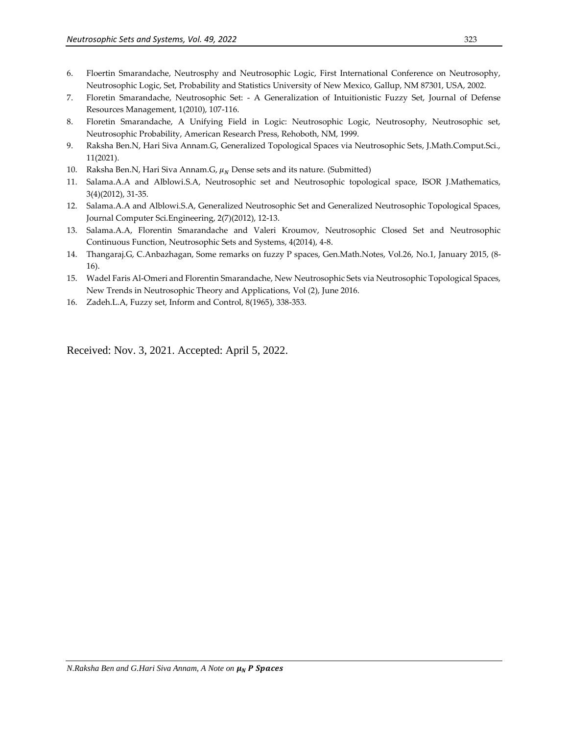6. Floertin Smarandache, Neutrosphy and Neutrosophic Logic, First International Conference on Neutrosophy, Neutrosophic Logic, Set, Probability and Statistics University of New Mexico, Gallup, NM 87301, USA, 2002.
7. Floretin Smarandache, Neutrosophic Set: - A Generalization of Intuitionistic Fuzzy Set, Journal of Defense Resources Management, 1(2010), 107-116.
8. Floretin Smarandache, A Unifying Field in Logic: Neutrosophic Logic, Neutrosophy, Neutrosophic set, Neutrosophic Probability, American Research Press, Rehoboth, NM, 1999.
9. Raksha Ben.N, Hari Siva Annam.G, Generalized Topological Spaces via Neutrosophic Sets, J.Math.Comput.Sci., 11(2021).
10. Raksha Ben.N, Hari Siva Annam.G, $\mu_N$ Dense sets and its nature. (Submitted)
11. Salama.A.A and Alblowi.S.A, Neutrosophic set and Neutrosophic topological space, ISOR J.Mathematics, 3(4)(2012), 31-35.
12. Salama.A.A and Alblowi.S.A, Generalized Neutrosophic Set and Generalized Neutrosophic Topological Spaces, Journal Computer Sci.Engineering, 2(7)(2012), 12-13.
13. Salama.A.A, Florentin Smarandache and Valeri Kroumov, Neutrosophic Closed Set and Neutrosophic Continuous Function, Neutrosophic Sets and Systems, 4(2014), 4-8.
14. Thangaraj.G, C.Anbazhagan, Some remarks on fuzzy P spaces, Gen.Math.Notes, Vol.26, No.1, January 2015, (8-16).
15. Wadel Faris Al-Omeri and Florentin Smarandache, New Neutrosophic Sets via Neutrosophic Topological Spaces, New Trends in Neutrosophic Theory and Applications, Vol (2), June 2016.
16. Zadeh.L.A, Fuzzy set, Inform and Control, 8(1965), 338-353.

Received: Nov. 3, 2021. Accepted: April 5, 2022.